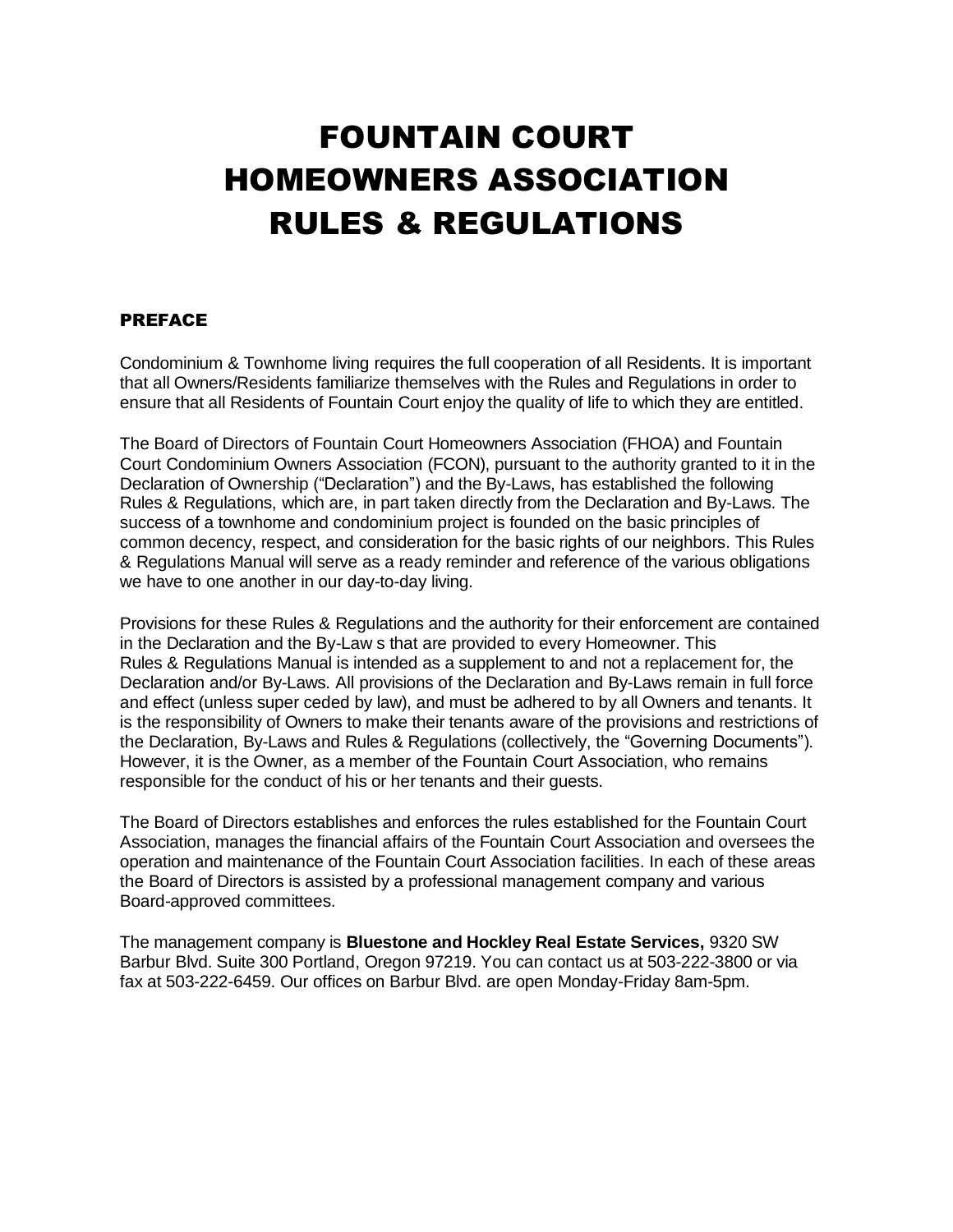# FOUNTAIN COURT HOMEOWNERS ASSOCIATION RULES & REGULATIONS

## PREFACE

Condominium & Townhome living requires the full cooperation of all Residents. It is important that all Owners/Residents familiarize themselves with the Rules and Regulations in order to ensure that all Residents of Fountain Court enjoy the quality of life to which they are entitled.

The Board of Directors of Fountain Court Homeowners Association (FHOA) and Fountain Court Condominium Owners Association (FCON), pursuant to the authority granted to it in the Declaration of Ownership ("Declaration") and the By-Laws, has established the following Rules & Regulations, which are, in part taken directly from the Declaration and By-Laws. The success of a townhome and condominium project is founded on the basic principles of common decency, respect, and consideration for the basic rights of our neighbors. This Rules & Regulations Manual will serve as a ready reminder and reference of the various obligations we have to one another in our day-to-day living.

Provisions for these Rules & Regulations and the authority for their enforcement are contained in the Declaration and the By-Law s that are provided to every Homeowner. This Rules & Regulations Manual is intended as a supplement to and not a replacement for, the Declaration and/or By-Laws. All provisions of the Declaration and By-Laws remain in full force and effect (unless super ceded by law), and must be adhered to by all Owners and tenants. It is the responsibility of Owners to make their tenants aware of the provisions and restrictions of the Declaration, By-Laws and Rules & Regulations (collectively, the "Governing Documents"). However, it is the Owner, as a member of the Fountain Court Association, who remains responsible for the conduct of his or her tenants and their guests.

The Board of Directors establishes and enforces the rules established for the Fountain Court Association, manages the financial affairs of the Fountain Court Association and oversees the operation and maintenance of the Fountain Court Association facilities. In each of these areas the Board of Directors is assisted by a professional management company and various Board-approved committees.

The management company is **Bluestone and Hockley Real Estate Services,** 9320 SW Barbur Blvd. Suite 300 Portland, Oregon 97219. You can contact us at 503-222-3800 or via fax at 503-222-6459. Our offices on Barbur Blvd. are open Monday-Friday 8am-5pm.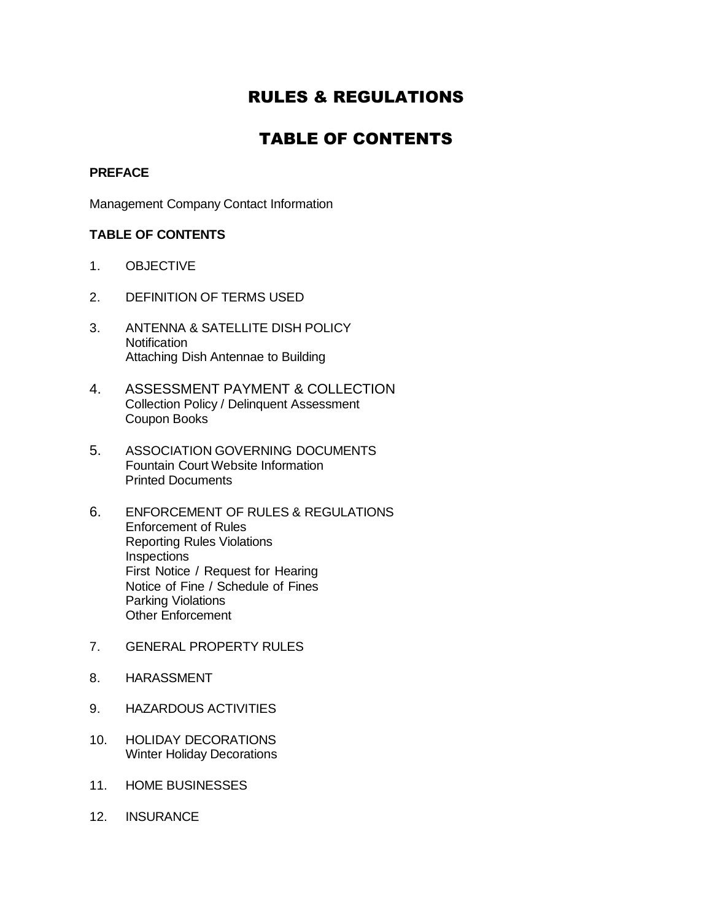# RULES & REGULATIONS

# TABLE OF CONTENTS

**PREFACE**

Management Company Contact Information

**TABLE OF CONTENTS**

1. OBJECTIVE

2. DEFINITION OF TERMS USED

3. ANTENNA & SATELLITE DISH POLICY
   Notification
   Attaching Dish Antennae to Building

4. ASSESSMENT PAYMENT & COLLECTION
   Collection Policy / Delinquent Assessment
   Coupon Books

5. ASSOCIATION GOVERNING DOCUMENTS
   Fountain Court Website Information
   Printed Documents

6. ENFORCEMENT OF RULES & REGULATIONS
   Enforcement of Rules
   Reporting Rules Violations
   Inspections
   First Notice / Request for Hearing
   Notice of Fine / Schedule of Fines
   Parking Violations
   Other Enforcement

7. GENERAL PROPERTY RULES

8. HARASSMENT

9. HAZARDOUS ACTIVITIES

10. HOLIDAY DECORATIONS
    Winter Holiday Decorations

11. HOME BUSINESSES

12. INSURANCE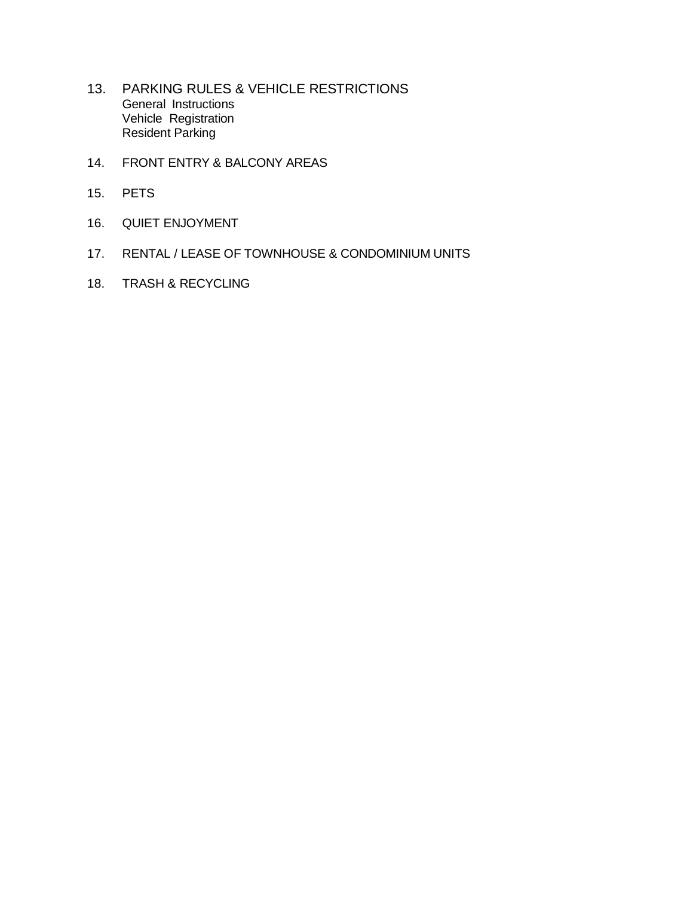13. PARKING RULES & VEHICLE RESTRICTIONS
    General Instructions
    Vehicle Registration
    Resident Parking

14. FRONT ENTRY & BALCONY AREAS

15. PETS

16. QUIET ENJOYMENT

17. RENTAL / LEASE OF TOWNHOUSE & CONDOMINIUM UNITS

18. TRASH & RECYCLING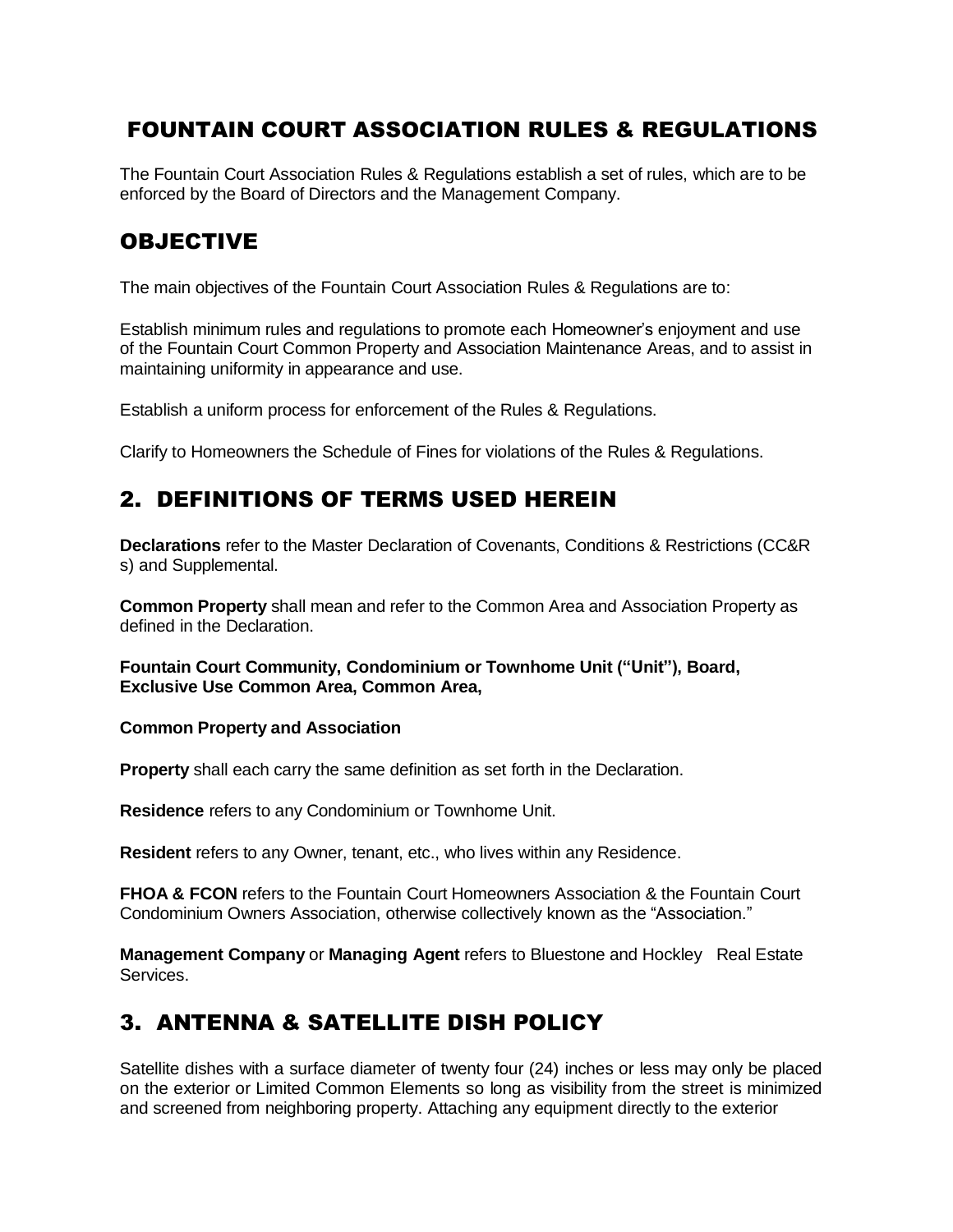# FOUNTAIN COURT ASSOCIATION RULES & REGULATIONS

The Fountain Court Association Rules & Regulations establish a set of rules, which are to be enforced by the Board of Directors and the Management Company.

## OBJECTIVE

The main objectives of the Fountain Court Association Rules & Regulations are to:

Establish minimum rules and regulations to promote each Homeowner's enjoyment and use of the Fountain Court Common Property and Association Maintenance Areas, and to assist in maintaining uniformity in appearance and use.

Establish a uniform process for enforcement of the Rules & Regulations.

Clarify to Homeowners the Schedule of Fines for violations of the Rules & Regulations.

## 2. DEFINITIONS OF TERMS USED HEREIN

**Declarations** refer to the Master Declaration of Covenants, Conditions & Restrictions (CC&R s) and Supplemental.

**Common Property** shall mean and refer to the Common Area and Association Property as defined in the Declaration.

**Fountain Court Community, Condominium or Townhome Unit ("Unit"), Board, Exclusive Use Common Area, Common Area,**

**Common Property and Association**

**Property** shall each carry the same definition as set forth in the Declaration.

**Residence** refers to any Condominium or Townhome Unit.

**Resident** refers to any Owner, tenant, etc., who lives within any Residence.

**FHOA & FCON** refers to the Fountain Court Homeowners Association & the Fountain Court Condominium Owners Association, otherwise collectively known as the "Association."

**Management Company** or **Managing Agent** refers to Bluestone and Hockley Real Estate Services.

## 3. ANTENNA & SATELLITE DISH POLICY

Satellite dishes with a surface diameter of twenty four (24) inches or less may only be placed on the exterior or Limited Common Elements so long as visibility from the street is minimized and screened from neighboring property. Attaching any equipment directly to the exterior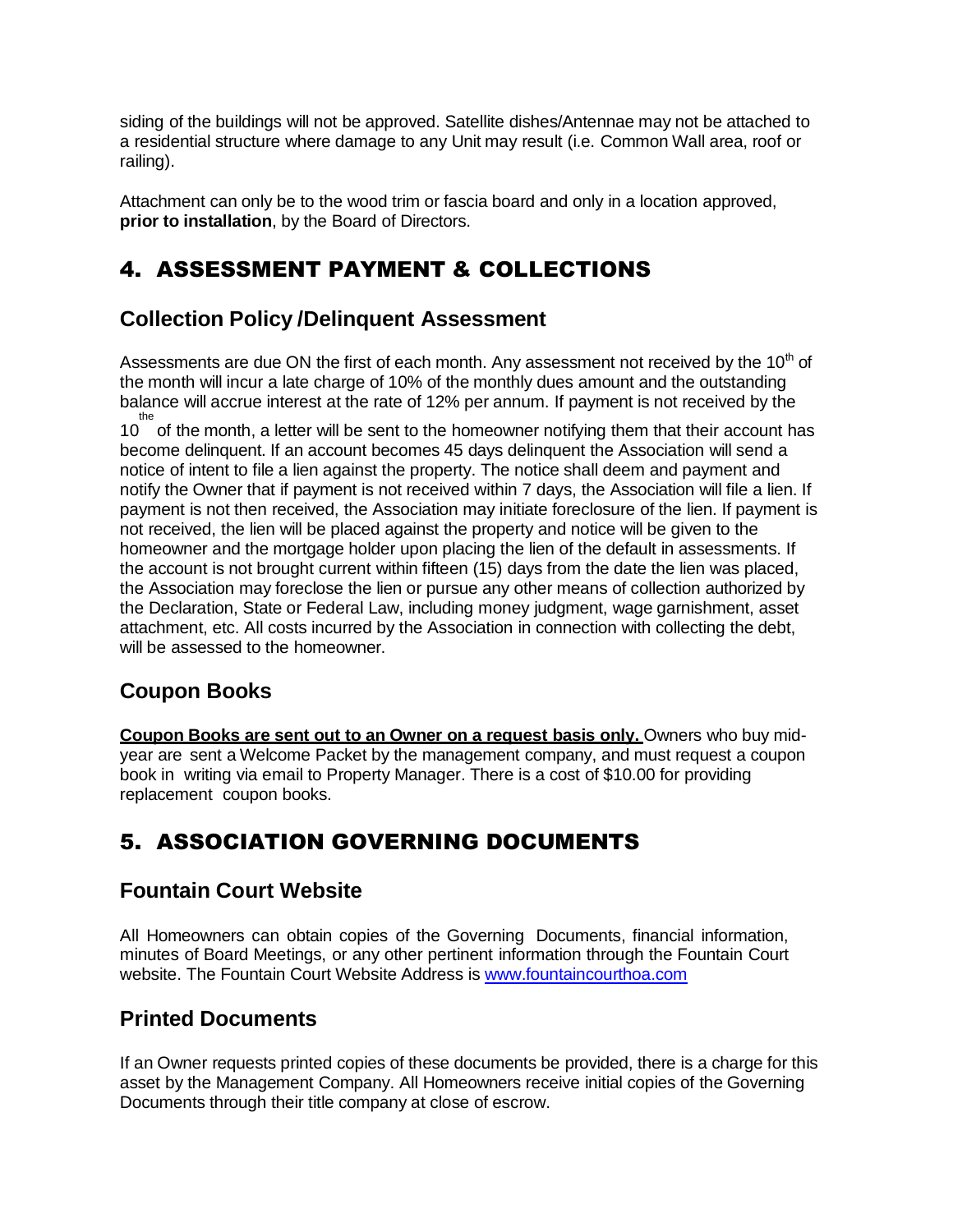siding of the buildings will not be approved. Satellite dishes/Antennae may not be attached to a residential structure where damage to any Unit may result (i.e. Common Wall area, roof or railing).

Attachment can only be to the wood trim or fascia board and only in a location approved, **prior to installation**, by the Board of Directors.

# 4. ASSESSMENT PAYMENT & COLLECTIONS

## Collection Policy /Delinquent Assessment

Assessments are due ON the first of each month. Any assessment not received by the 10th of the month will incur a late charge of 10% of the monthly dues amount and the outstanding balance will accrue interest at the rate of 12% per annum. If payment is not received by the 10 the of the month, a letter will be sent to the homeowner notifying them that their account has become delinquent. If an account becomes 45 days delinquent the Association will send a notice of intent to file a lien against the property. The notice shall deem and payment and notify the Owner that if payment is not received within 7 days, the Association will file a lien. If payment is not then received, the Association may initiate foreclosure of the lien. If payment is not received, the lien will be placed against the property and notice will be given to the homeowner and the mortgage holder upon placing the lien of the default in assessments. If the account is not brought current within fifteen (15) days from the date the lien was placed, the Association may foreclose the lien or pursue any other means of collection authorized by the Declaration, State or Federal Law, including money judgment, wage garnishment, asset attachment, etc. All costs incurred by the Association in connection with collecting the debt, will be assessed to the homeowner.

## Coupon Books

**Coupon Books are sent out to an Owner on a request basis only.** Owners who buy mid-year are sent a Welcome Packet by the management company, and must request a coupon book in writing via email to Property Manager. There is a cost of $10.00 for providing replacement coupon books.

# 5. ASSOCIATION GOVERNING DOCUMENTS

## Fountain Court Website

All Homeowners can obtain copies of the Governing Documents, financial information, minutes of Board Meetings, or any other pertinent information through the Fountain Court website. The Fountain Court Website Address is www.fountaincourthoa.com

## Printed Documents

If an Owner requests printed copies of these documents be provided, there is a charge for this asset by the Management Company. All Homeowners receive initial copies of the Governing Documents through their title company at close of escrow.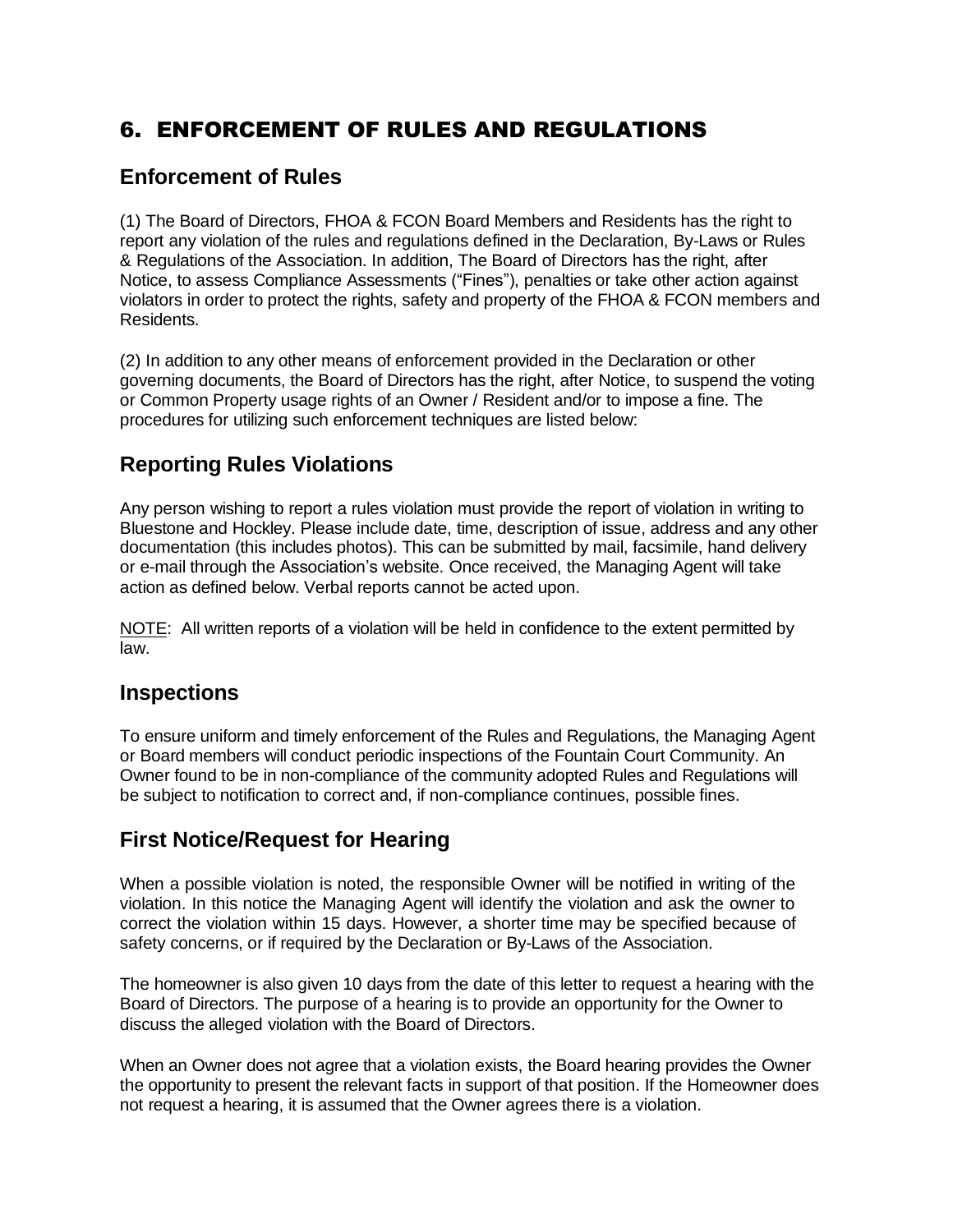# 6. ENFORCEMENT OF RULES AND REGULATIONS

## Enforcement of Rules

(1) The Board of Directors, FHOA & FCON Board Members and Residents has the right to report any violation of the rules and regulations defined in the Declaration, By-Laws or Rules & Regulations of the Association. In addition, The Board of Directors has the right, after Notice, to assess Compliance Assessments ("Fines"), penalties or take other action against violators in order to protect the rights, safety and property of the FHOA & FCON members and Residents.

(2) In addition to any other means of enforcement provided in the Declaration or other governing documents, the Board of Directors has the right, after Notice, to suspend the voting or Common Property usage rights of an Owner / Resident and/or to impose a fine. The procedures for utilizing such enforcement techniques are listed below:

## Reporting Rules Violations

Any person wishing to report a rules violation must provide the report of violation in writing to Bluestone and Hockley. Please include date, time, description of issue, address and any other documentation (this includes photos). This can be submitted by mail, facsimile, hand delivery or e-mail through the Association's website. Once received, the Managing Agent will take action as defined below. Verbal reports cannot be acted upon.

<u>NOTE</u>: All written reports of a violation will be held in confidence to the extent permitted by law.

## Inspections

To ensure uniform and timely enforcement of the Rules and Regulations, the Managing Agent or Board members will conduct periodic inspections of the Fountain Court Community. An Owner found to be in non-compliance of the community adopted Rules and Regulations will be subject to notification to correct and, if non-compliance continues, possible fines.

## First Notice/Request for Hearing

When a possible violation is noted, the responsible Owner will be notified in writing of the violation. In this notice the Managing Agent will identify the violation and ask the owner to correct the violation within 15 days. However, a shorter time may be specified because of safety concerns, or if required by the Declaration or By-Laws of the Association.

The homeowner is also given 10 days from the date of this letter to request a hearing with the Board of Directors. The purpose of a hearing is to provide an opportunity for the Owner to discuss the alleged violation with the Board of Directors.

When an Owner does not agree that a violation exists, the Board hearing provides the Owner the opportunity to present the relevant facts in support of that position. If the Homeowner does not request a hearing, it is assumed that the Owner agrees there is a violation.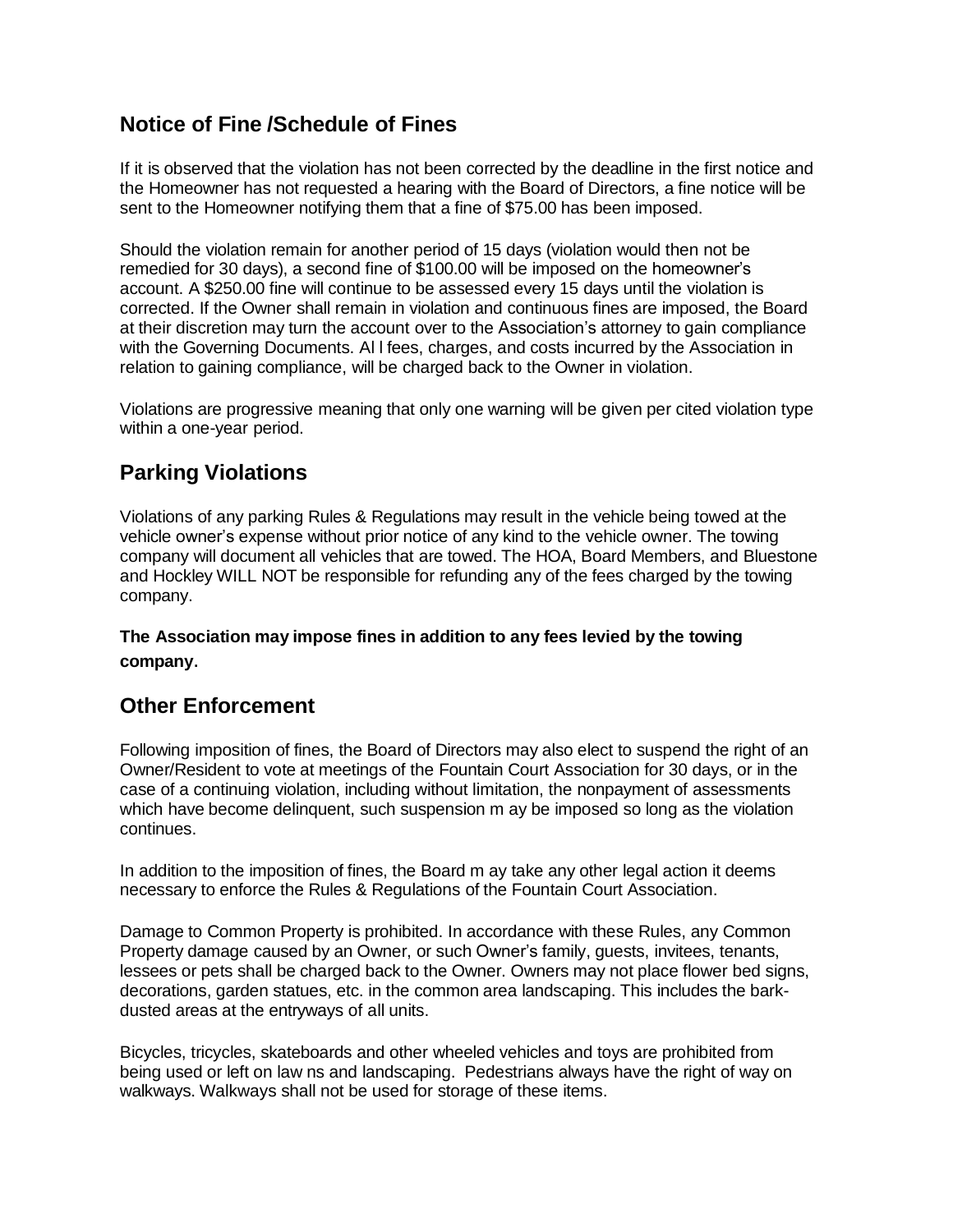## Notice of Fine /Schedule of Fines

If it is observed that the violation has not been corrected by the deadline in the first notice and the Homeowner has not requested a hearing with the Board of Directors, a fine notice will be sent to the Homeowner notifying them that a fine of $75.00 has been imposed.

Should the violation remain for another period of 15 days (violation would then not be remedied for 30 days), a second fine of $100.00 will be imposed on the homeowner's account. A $250.00 fine will continue to be assessed every 15 days until the violation is corrected. If the Owner shall remain in violation and continuous fines are imposed, the Board at their discretion may turn the account over to the Association's attorney to gain compliance with the Governing Documents. Al l fees, charges, and costs incurred by the Association in relation to gaining compliance, will be charged back to the Owner in violation.

Violations are progressive meaning that only one warning will be given per cited violation type within a one-year period.

## Parking Violations

Violations of any parking Rules & Regulations may result in the vehicle being towed at the vehicle owner's expense without prior notice of any kind to the vehicle owner. The towing company will document all vehicles that are towed. The HOA, Board Members, and Bluestone and Hockley WILL NOT be responsible for refunding any of the fees charged by the towing company.

**The Association may impose fines in addition to any fees levied by the towing company.**

## Other Enforcement

Following imposition of fines, the Board of Directors may also elect to suspend the right of an Owner/Resident to vote at meetings of the Fountain Court Association for 30 days, or in the case of a continuing violation, including without limitation, the nonpayment of assessments which have become delinquent, such suspension m ay be imposed so long as the violation continues.

In addition to the imposition of fines, the Board m ay take any other legal action it deems necessary to enforce the Rules & Regulations of the Fountain Court Association.

Damage to Common Property is prohibited. In accordance with these Rules, any Common Property damage caused by an Owner, or such Owner's family, guests, invitees, tenants, lessees or pets shall be charged back to the Owner. Owners may not place flower bed signs, decorations, garden statues, etc. in the common area landscaping. This includes the bark-dusted areas at the entryways of all units.

Bicycles, tricycles, skateboards and other wheeled vehicles and toys are prohibited from being used or left on law ns and landscaping. Pedestrians always have the right of way on walkways. Walkways shall not be used for storage of these items.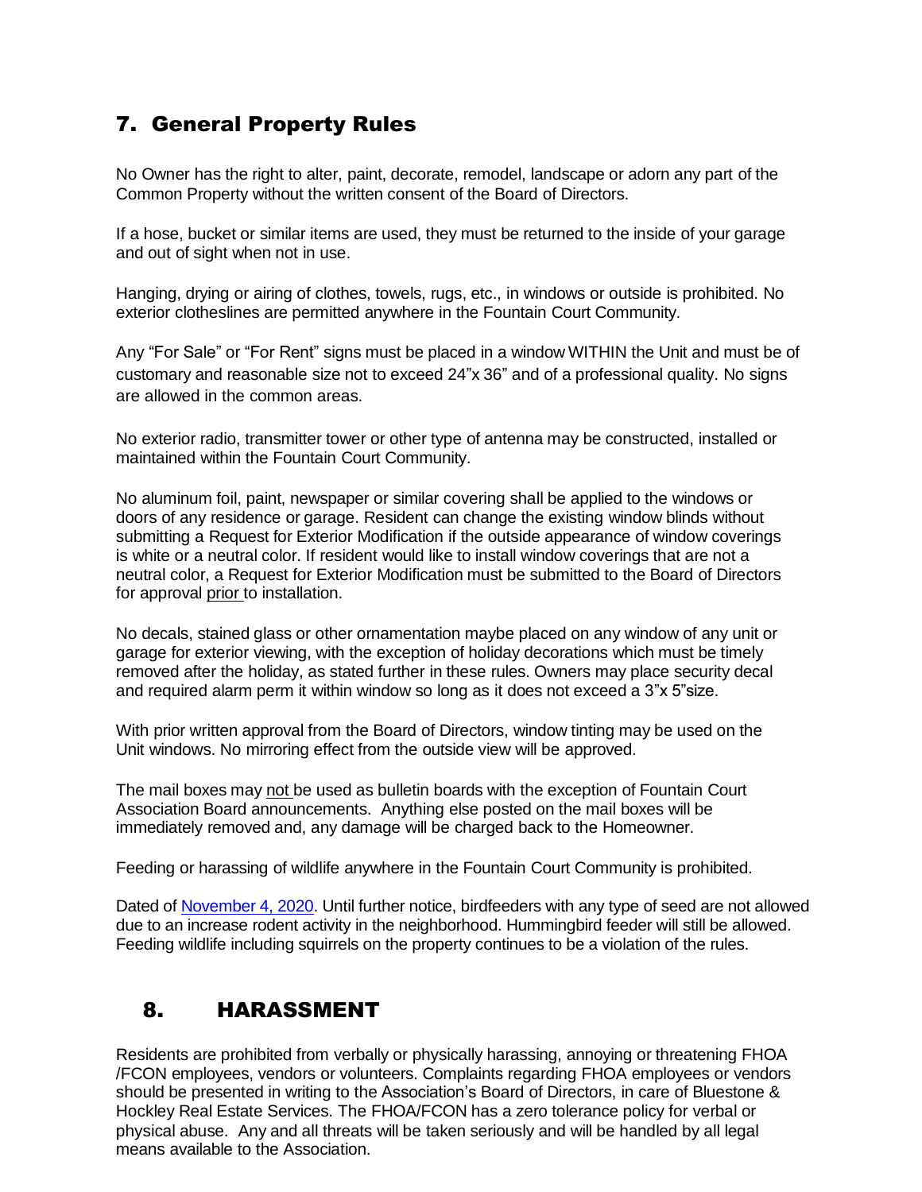## 7. General Property Rules

No Owner has the right to alter, paint, decorate, remodel, landscape or adorn any part of the Common Property without the written consent of the Board of Directors.

If a hose, bucket or similar items are used, they must be returned to the inside of your garage and out of sight when not in use.

Hanging, drying or airing of clothes, towels, rugs, etc., in windows or outside is prohibited. No exterior clotheslines are permitted anywhere in the Fountain Court Community.

Any "For Sale" or "For Rent" signs must be placed in a window WITHIN the Unit and must be of customary and reasonable size not to exceed 24"x 36" and of a professional quality. No signs are allowed in the common areas.

No exterior radio, transmitter tower or other type of antenna may be constructed, installed or maintained within the Fountain Court Community.

No aluminum foil, paint, newspaper or similar covering shall be applied to the windows or doors of any residence or garage. Resident can change the existing window blinds without submitting a Request for Exterior Modification if the outside appearance of window coverings is white or a neutral color. If resident would like to install window coverings that are not a neutral color, a Request for Exterior Modification must be submitted to the Board of Directors for approval <u>prior</u> to installation.

No decals, stained glass or other ornamentation maybe placed on any window of any unit or garage for exterior viewing, with the exception of holiday decorations which must be timely removed after the holiday, as stated further in these rules. Owners may place security decal and required alarm perm it within window so long as it does not exceed a 3"x 5"size.

With prior written approval from the Board of Directors, window tinting may be used on the Unit windows. No mirroring effect from the outside view will be approved.

The mail boxes may <u>not</u> be used as bulletin boards with the exception of Fountain Court Association Board announcements. Anything else posted on the mail boxes will be immediately removed and, any damage will be charged back to the Homeowner.

Feeding or harassing of wildlife anywhere in the Fountain Court Community is prohibited.

Dated of November 4, 2020. Until further notice, birdfeeders with any type of seed are not allowed due to an increase rodent activity in the neighborhood. Hummingbird feeder will still be allowed. Feeding wildlife including squirrels on the property continues to be a violation of the rules.

## 8. HARASSMENT

Residents are prohibited from verbally or physically harassing, annoying or threatening FHOA /FCON employees, vendors or volunteers. Complaints regarding FHOA employees or vendors should be presented in writing to the Association's Board of Directors, in care of Bluestone & Hockley Real Estate Services. The FHOA/FCON has a zero tolerance policy for verbal or physical abuse. Any and all threats will be taken seriously and will be handled by all legal means available to the Association.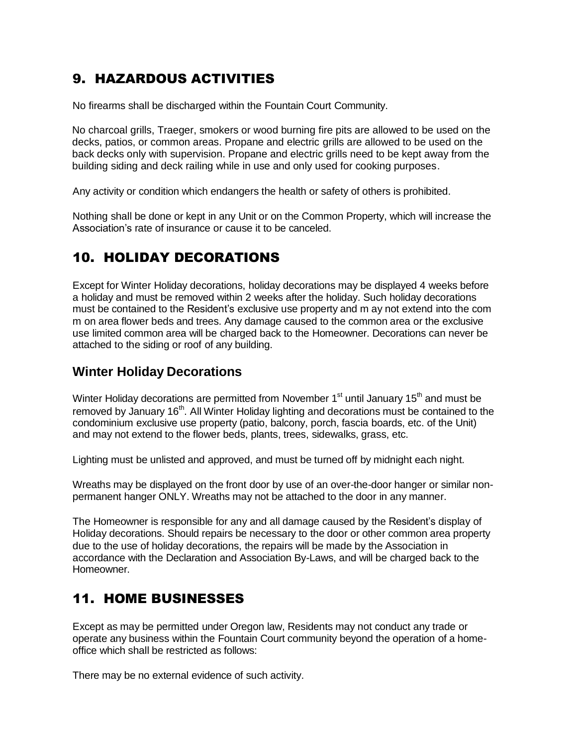## 9. HAZARDOUS ACTIVITIES

No firearms shall be discharged within the Fountain Court Community.

No charcoal grills, Traeger, smokers or wood burning fire pits are allowed to be used on the decks, patios, or common areas. Propane and electric grills are allowed to be used on the back decks only with supervision. Propane and electric grills need to be kept away from the building siding and deck railing while in use and only used for cooking purposes.

Any activity or condition which endangers the health or safety of others is prohibited.

Nothing shall be done or kept in any Unit or on the Common Property, which will increase the Association's rate of insurance or cause it to be canceled.

## 10. HOLIDAY DECORATIONS

Except for Winter Holiday decorations, holiday decorations may be displayed 4 weeks before a holiday and must be removed within 2 weeks after the holiday. Such holiday decorations must be contained to the Resident's exclusive use property and m ay not extend into the com m on area flower beds and trees. Any damage caused to the common area or the exclusive use limited common area will be charged back to the Homeowner. Decorations can never be attached to the siding or roof of any building.

### Winter Holiday Decorations

Winter Holiday decorations are permitted from November 1st until January 15th and must be removed by January 16th. All Winter Holiday lighting and decorations must be contained to the condominium exclusive use property (patio, balcony, porch, fascia boards, etc. of the Unit) and may not extend to the flower beds, plants, trees, sidewalks, grass, etc.

Lighting must be unlisted and approved, and must be turned off by midnight each night.

Wreaths may be displayed on the front door by use of an over-the-door hanger or similar non-permanent hanger ONLY. Wreaths may not be attached to the door in any manner.

The Homeowner is responsible for any and all damage caused by the Resident's display of Holiday decorations. Should repairs be necessary to the door or other common area property due to the use of holiday decorations, the repairs will be made by the Association in accordance with the Declaration and Association By-Laws, and will be charged back to the Homeowner.

## 11. HOME BUSINESSES

Except as may be permitted under Oregon law, Residents may not conduct any trade or operate any business within the Fountain Court community beyond the operation of a home-office which shall be restricted as follows:

There may be no external evidence of such activity.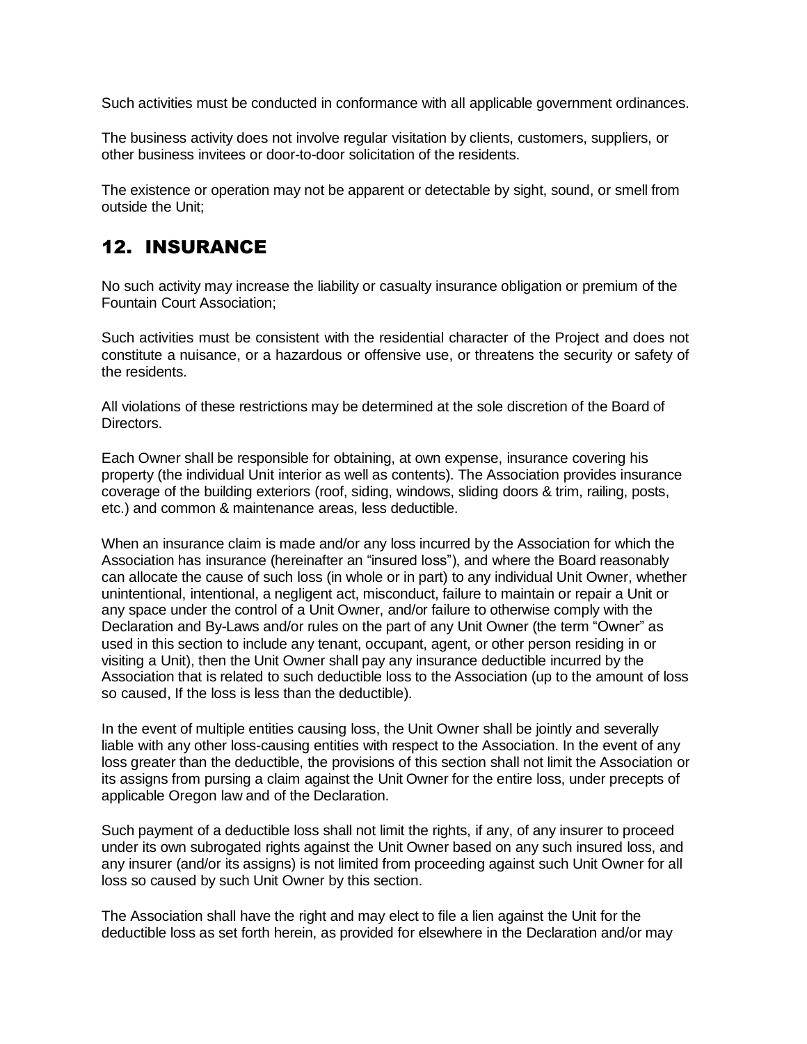Such activities must be conducted in conformance with all applicable government ordinances.

The business activity does not involve regular visitation by clients, customers, suppliers, or other business invitees or door-to-door solicitation of the residents.

The existence or operation may not be apparent or detectable by sight, sound, or smell from outside the Unit;

## 12. INSURANCE

No such activity may increase the liability or casualty insurance obligation or premium of the Fountain Court Association;

Such activities must be consistent with the residential character of the Project and does not constitute a nuisance, or a hazardous or offensive use, or threatens the security or safety of the residents.

All violations of these restrictions may be determined at the sole discretion of the Board of Directors.

Each Owner shall be responsible for obtaining, at own expense, insurance covering his property (the individual Unit interior as well as contents). The Association provides insurance coverage of the building exteriors (roof, siding, windows, sliding doors & trim, railing, posts, etc.) and common & maintenance areas, less deductible.

When an insurance claim is made and/or any loss incurred by the Association for which the Association has insurance (hereinafter an "insured loss"), and where the Board reasonably can allocate the cause of such loss (in whole or in part) to any individual Unit Owner, whether unintentional, intentional, a negligent act, misconduct, failure to maintain or repair a Unit or any space under the control of a Unit Owner, and/or failure to otherwise comply with the Declaration and By-Laws and/or rules on the part of any Unit Owner (the term "Owner" as used in this section to include any tenant, occupant, agent, or other person residing in or visiting a Unit), then the Unit Owner shall pay any insurance deductible incurred by the Association that is related to such deductible loss to the Association (up to the amount of loss so caused, If the loss is less than the deductible).

In the event of multiple entities causing loss, the Unit Owner shall be jointly and severally liable with any other loss-causing entities with respect to the Association. In the event of any loss greater than the deductible, the provisions of this section shall not limit the Association or its assigns from pursing a claim against the Unit Owner for the entire loss, under precepts of applicable Oregon law and of the Declaration.

Such payment of a deductible loss shall not limit the rights, if any, of any insurer to proceed under its own subrogated rights against the Unit Owner based on any such insured loss, and any insurer (and/or its assigns) is not limited from proceeding against such Unit Owner for all loss so caused by such Unit Owner by this section.

The Association shall have the right and may elect to file a lien against the Unit for the deductible loss as set forth herein, as provided for elsewhere in the Declaration and/or may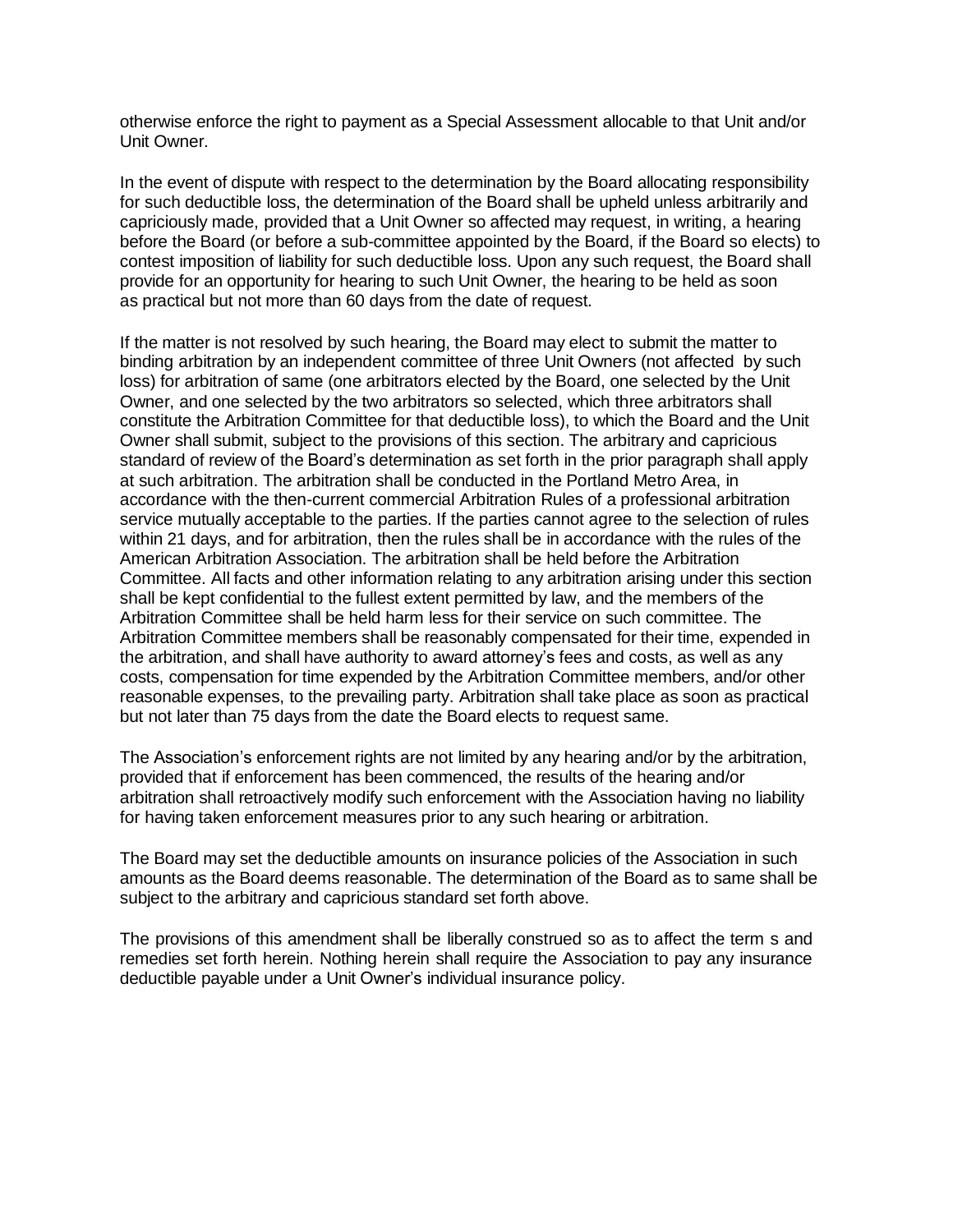otherwise enforce the right to payment as a Special Assessment allocable to that Unit and/or Unit Owner.

In the event of dispute with respect to the determination by the Board allocating responsibility for such deductible loss, the determination of the Board shall be upheld unless arbitrarily and capriciously made, provided that a Unit Owner so affected may request, in writing, a hearing before the Board (or before a sub-committee appointed by the Board, if the Board so elects) to contest imposition of liability for such deductible loss. Upon any such request, the Board shall provide for an opportunity for hearing to such Unit Owner, the hearing to be held as soon as practical but not more than 60 days from the date of request.

If the matter is not resolved by such hearing, the Board may elect to submit the matter to binding arbitration by an independent committee of three Unit Owners (not affected by such loss) for arbitration of same (one arbitrators elected by the Board, one selected by the Unit Owner, and one selected by the two arbitrators so selected, which three arbitrators shall constitute the Arbitration Committee for that deductible loss), to which the Board and the Unit Owner shall submit, subject to the provisions of this section. The arbitrary and capricious standard of review of the Board's determination as set forth in the prior paragraph shall apply at such arbitration. The arbitration shall be conducted in the Portland Metro Area, in accordance with the then-current commercial Arbitration Rules of a professional arbitration service mutually acceptable to the parties. If the parties cannot agree to the selection of rules within 21 days, and for arbitration, then the rules shall be in accordance with the rules of the American Arbitration Association. The arbitration shall be held before the Arbitration Committee. All facts and other information relating to any arbitration arising under this section shall be kept confidential to the fullest extent permitted by law, and the members of the Arbitration Committee shall be held harm less for their service on such committee. The Arbitration Committee members shall be reasonably compensated for their time, expended in the arbitration, and shall have authority to award attorney's fees and costs, as well as any costs, compensation for time expended by the Arbitration Committee members, and/or other reasonable expenses, to the prevailing party. Arbitration shall take place as soon as practical but not later than 75 days from the date the Board elects to request same.

The Association's enforcement rights are not limited by any hearing and/or by the arbitration, provided that if enforcement has been commenced, the results of the hearing and/or arbitration shall retroactively modify such enforcement with the Association having no liability for having taken enforcement measures prior to any such hearing or arbitration.

The Board may set the deductible amounts on insurance policies of the Association in such amounts as the Board deems reasonable. The determination of the Board as to same shall be subject to the arbitrary and capricious standard set forth above.

The provisions of this amendment shall be liberally construed so as to affect the term s and remedies set forth herein. Nothing herein shall require the Association to pay any insurance deductible payable under a Unit Owner's individual insurance policy.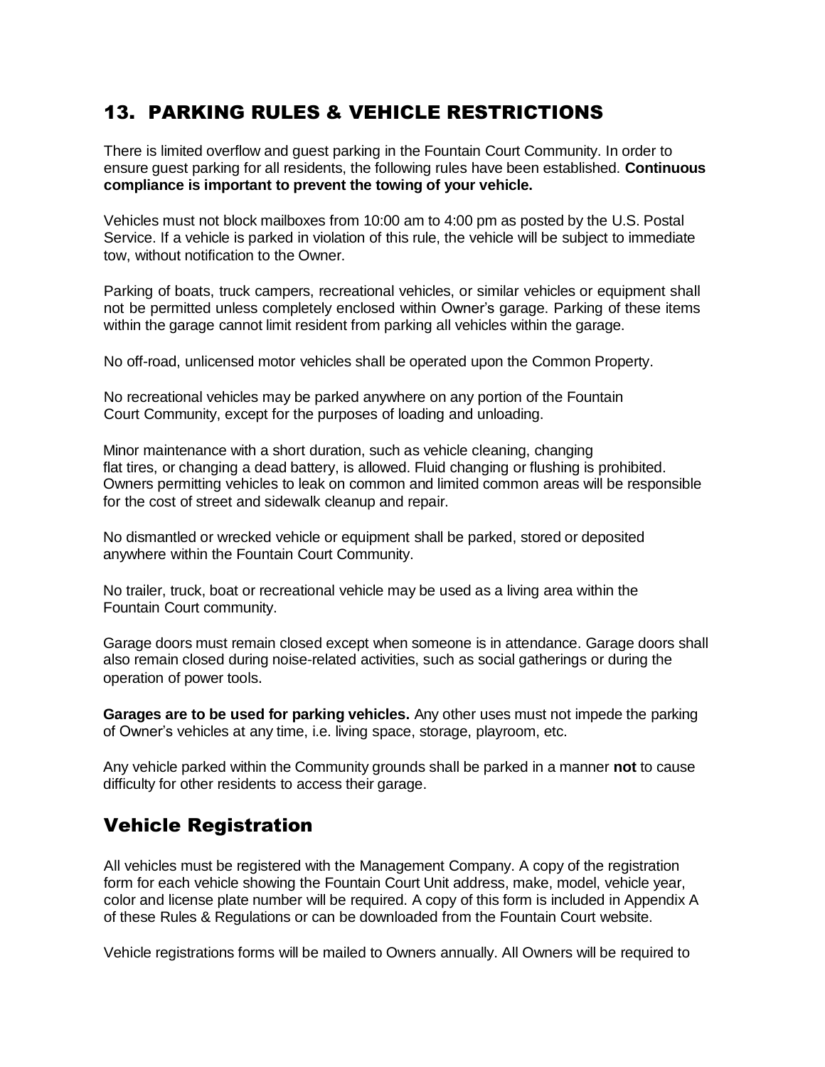## 13. PARKING RULES & VEHICLE RESTRICTIONS

There is limited overflow and guest parking in the Fountain Court Community. In order to ensure guest parking for all residents, the following rules have been established. **Continuous compliance is important to prevent the towing of your vehicle.**

Vehicles must not block mailboxes from 10:00 am to 4:00 pm as posted by the U.S. Postal Service. If a vehicle is parked in violation of this rule, the vehicle will be subject to immediate tow, without notification to the Owner.

Parking of boats, truck campers, recreational vehicles, or similar vehicles or equipment shall not be permitted unless completely enclosed within Owner's garage. Parking of these items within the garage cannot limit resident from parking all vehicles within the garage.

No off-road, unlicensed motor vehicles shall be operated upon the Common Property.

No recreational vehicles may be parked anywhere on any portion of the Fountain Court Community, except for the purposes of loading and unloading.

Minor maintenance with a short duration, such as vehicle cleaning, changing flat tires, or changing a dead battery, is allowed. Fluid changing or flushing is prohibited. Owners permitting vehicles to leak on common and limited common areas will be responsible for the cost of street and sidewalk cleanup and repair.

No dismantled or wrecked vehicle or equipment shall be parked, stored or deposited anywhere within the Fountain Court Community.

No trailer, truck, boat or recreational vehicle may be used as a living area within the Fountain Court community.

Garage doors must remain closed except when someone is in attendance. Garage doors shall also remain closed during noise-related activities, such as social gatherings or during the operation of power tools.

**Garages are to be used for parking vehicles.** Any other uses must not impede the parking of Owner's vehicles at any time, i.e. living space, storage, playroom, etc.

Any vehicle parked within the Community grounds shall be parked in a manner **not** to cause difficulty for other residents to access their garage.

## Vehicle Registration

All vehicles must be registered with the Management Company. A copy of the registration form for each vehicle showing the Fountain Court Unit address, make, model, vehicle year, color and license plate number will be required. A copy of this form is included in Appendix A of these Rules & Regulations or can be downloaded from the Fountain Court website.

Vehicle registrations forms will be mailed to Owners annually. All Owners will be required to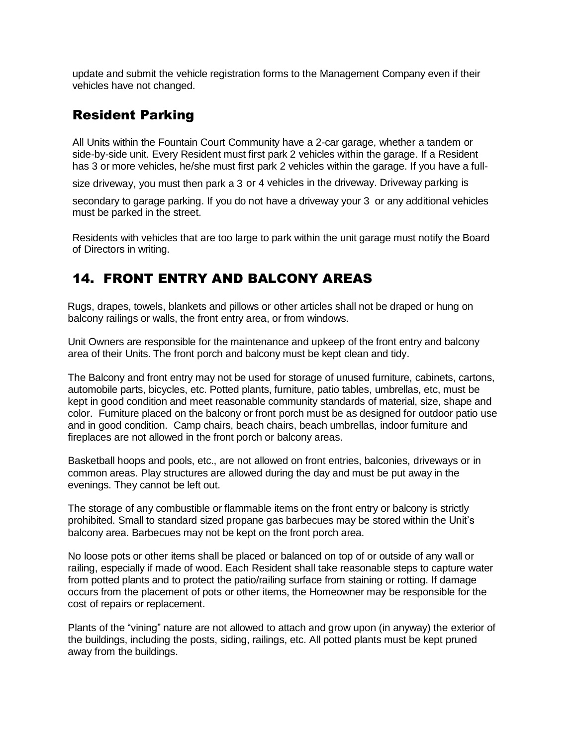update and submit the vehicle registration forms to the Management Company even if their vehicles have not changed.

## Resident Parking

All Units within the Fountain Court Community have a 2-car garage, whether a tandem or side-by-side unit. Every Resident must first park 2 vehicles within the garage. If a Resident has 3 or more vehicles, he/she must first park 2 vehicles within the garage. If you have a full-size driveway, you must then park a 3 or 4 vehicles in the driveway. Driveway parking is secondary to garage parking. If you do not have a driveway your 3 or any additional vehicles must be parked in the street.

Residents with vehicles that are too large to park within the unit garage must notify the Board of Directors in writing.

## 14. FRONT ENTRY AND BALCONY AREAS

Rugs, drapes, towels, blankets and pillows or other articles shall not be draped or hung on balcony railings or walls, the front entry area, or from windows.

Unit Owners are responsible for the maintenance and upkeep of the front entry and balcony area of their Units. The front porch and balcony must be kept clean and tidy.

The Balcony and front entry may not be used for storage of unused furniture, cabinets, cartons, automobile parts, bicycles, etc. Potted plants, furniture, patio tables, umbrellas, etc, must be kept in good condition and meet reasonable community standards of material, size, shape and color. Furniture placed on the balcony or front porch must be as designed for outdoor patio use and in good condition. Camp chairs, beach chairs, beach umbrellas, indoor furniture and fireplaces are not allowed in the front porch or balcony areas.

Basketball hoops and pools, etc., are not allowed on front entries, balconies, driveways or in common areas. Play structures are allowed during the day and must be put away in the evenings. They cannot be left out.

The storage of any combustible or flammable items on the front entry or balcony is strictly prohibited. Small to standard sized propane gas barbecues may be stored within the Unit's balcony area. Barbecues may not be kept on the front porch area.

No loose pots or other items shall be placed or balanced on top of or outside of any wall or railing, especially if made of wood. Each Resident shall take reasonable steps to capture water from potted plants and to protect the patio/railing surface from staining or rotting. If damage occurs from the placement of pots or other items, the Homeowner may be responsible for the cost of repairs or replacement.

Plants of the "vining" nature are not allowed to attach and grow upon (in anyway) the exterior of the buildings, including the posts, siding, railings, etc. All potted plants must be kept pruned away from the buildings.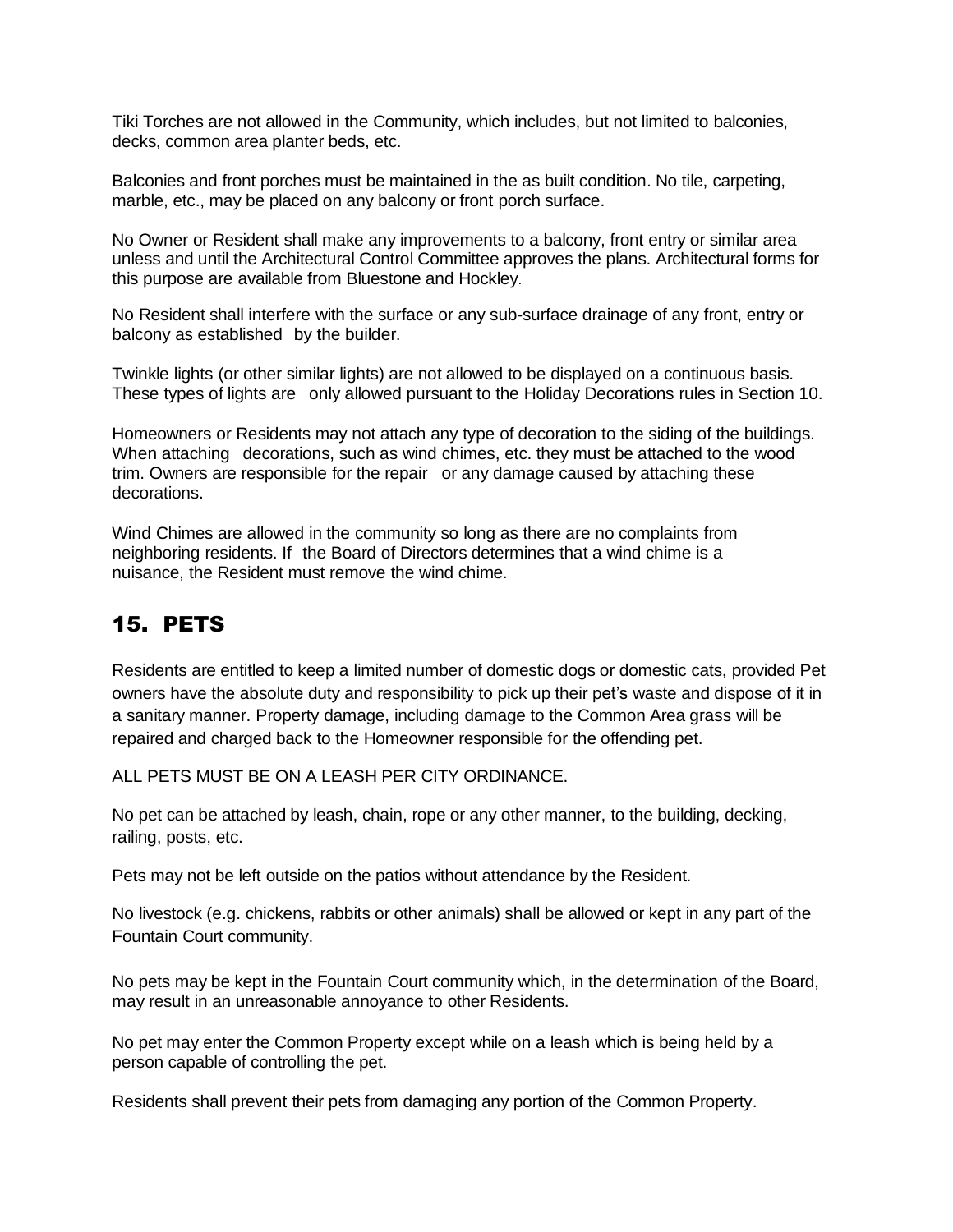Tiki Torches are not allowed in the Community, which includes, but not limited to balconies, decks, common area planter beds, etc.

Balconies and front porches must be maintained in the as built condition. No tile, carpeting, marble, etc., may be placed on any balcony or front porch surface.

No Owner or Resident shall make any improvements to a balcony, front entry or similar area unless and until the Architectural Control Committee approves the plans. Architectural forms for this purpose are available from Bluestone and Hockley.

No Resident shall interfere with the surface or any sub-surface drainage of any front, entry or balcony as established by the builder.

Twinkle lights (or other similar lights) are not allowed to be displayed on a continuous basis. These types of lights are only allowed pursuant to the Holiday Decorations rules in Section 10.

Homeowners or Residents may not attach any type of decoration to the siding of the buildings. When attaching decorations, such as wind chimes, etc. they must be attached to the wood trim. Owners are responsible for the repair or any damage caused by attaching these decorations.

Wind Chimes are allowed in the community so long as there are no complaints from neighboring residents. If the Board of Directors determines that a wind chime is a nuisance, the Resident must remove the wind chime.

## 15. PETS

Residents are entitled to keep a limited number of domestic dogs or domestic cats, provided Pet owners have the absolute duty and responsibility to pick up their pet's waste and dispose of it in a sanitary manner. Property damage, including damage to the Common Area grass will be repaired and charged back to the Homeowner responsible for the offending pet.

ALL PETS MUST BE ON A LEASH PER CITY ORDINANCE.

No pet can be attached by leash, chain, rope or any other manner, to the building, decking, railing, posts, etc.

Pets may not be left outside on the patios without attendance by the Resident.

No livestock (e.g. chickens, rabbits or other animals) shall be allowed or kept in any part of the Fountain Court community.

No pets may be kept in the Fountain Court community which, in the determination of the Board, may result in an unreasonable annoyance to other Residents.

No pet may enter the Common Property except while on a leash which is being held by a person capable of controlling the pet.

Residents shall prevent their pets from damaging any portion of the Common Property.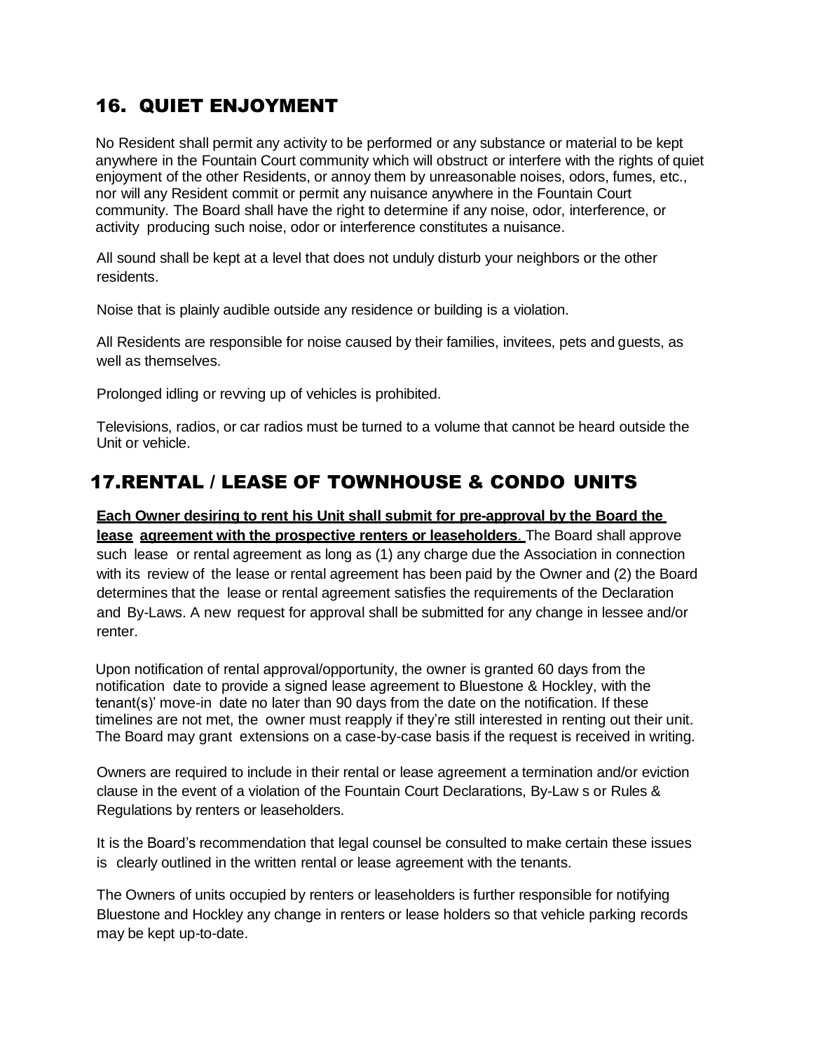## 16. QUIET ENJOYMENT

No Resident shall permit any activity to be performed or any substance or material to be kept anywhere in the Fountain Court community which will obstruct or interfere with the rights of quiet enjoyment of the other Residents, or annoy them by unreasonable noises, odors, fumes, etc., nor will any Resident commit or permit any nuisance anywhere in the Fountain Court community. The Board shall have the right to determine if any noise, odor, interference, or activity producing such noise, odor or interference constitutes a nuisance.

All sound shall be kept at a level that does not unduly disturb your neighbors or the other residents.

Noise that is plainly audible outside any residence or building is a violation.

All Residents are responsible for noise caused by their families, invitees, pets and guests, as well as themselves.

Prolonged idling or revving up of vehicles is prohibited.

Televisions, radios, or car radios must be turned to a volume that cannot be heard outside the Unit or vehicle.

## 17.RENTAL / LEASE OF TOWNHOUSE & CONDO UNITS

**Each Owner desiring to rent his Unit shall submit for pre-approval by the Board the lease agreement with the prospective renters or leaseholders**. The Board shall approve such lease or rental agreement as long as (1) any charge due the Association in connection with its review of the lease or rental agreement has been paid by the Owner and (2) the Board determines that the lease or rental agreement satisfies the requirements of the Declaration and By-Laws. A new request for approval shall be submitted for any change in lessee and/or renter.

Upon notification of rental approval/opportunity, the owner is granted 60 days from the notification date to provide a signed lease agreement to Bluestone & Hockley, with the tenant(s)' move-in date no later than 90 days from the date on the notification. If these timelines are not met, the owner must reapply if they're still interested in renting out their unit. The Board may grant extensions on a case-by-case basis if the request is received in writing.

Owners are required to include in their rental or lease agreement a termination and/or eviction clause in the event of a violation of the Fountain Court Declarations, By-Law s or Rules & Regulations by renters or leaseholders.

It is the Board's recommendation that legal counsel be consulted to make certain these issues is clearly outlined in the written rental or lease agreement with the tenants.

The Owners of units occupied by renters or leaseholders is further responsible for notifying Bluestone and Hockley any change in renters or lease holders so that vehicle parking records may be kept up-to-date.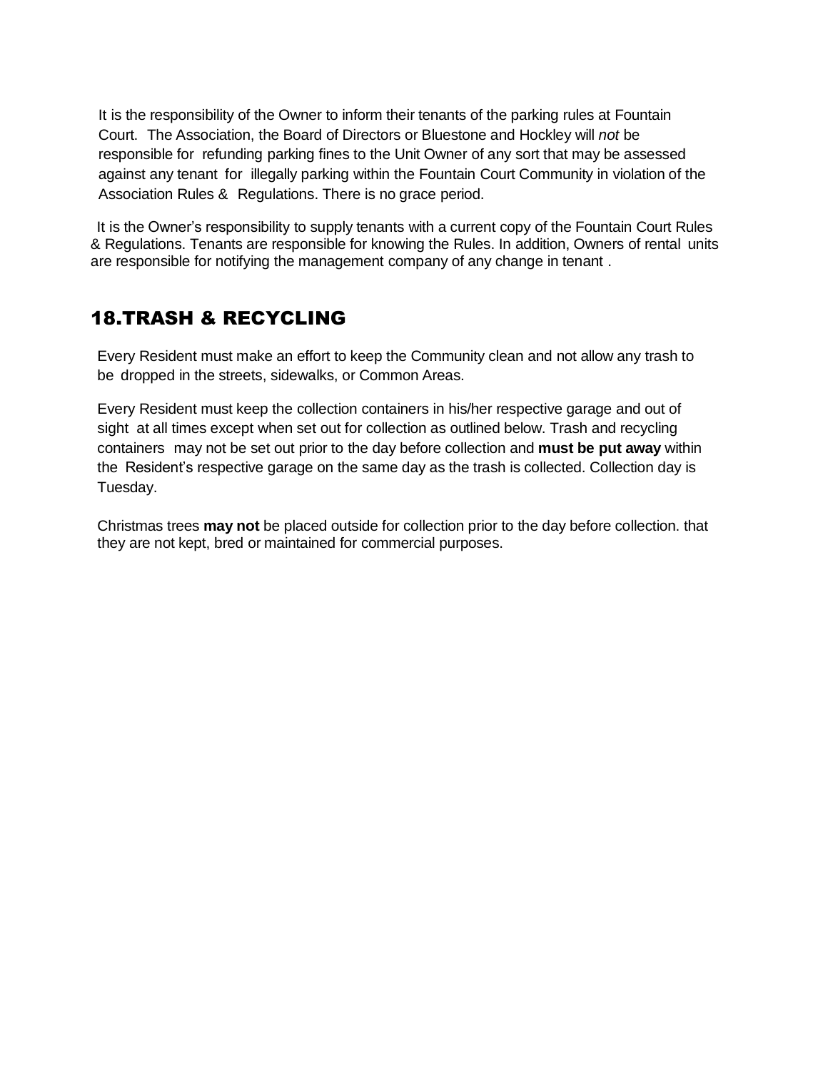It is the responsibility of the Owner to inform their tenants of the parking rules at Fountain Court. The Association, the Board of Directors or Bluestone and Hockley will *not* be responsible for refunding parking fines to the Unit Owner of any sort that may be assessed against any tenant for illegally parking within the Fountain Court Community in violation of the Association Rules & Regulations. There is no grace period.

It is the Owner's responsibility to supply tenants with a current copy of the Fountain Court Rules & Regulations. Tenants are responsible for knowing the Rules. In addition, Owners of rental units are responsible for notifying the management company of any change in tenant .

## 18.TRASH & RECYCLING

Every Resident must make an effort to keep the Community clean and not allow any trash to be dropped in the streets, sidewalks, or Common Areas.

Every Resident must keep the collection containers in his/her respective garage and out of sight at all times except when set out for collection as outlined below. Trash and recycling containers may not be set out prior to the day before collection and **must be put away** within the Resident's respective garage on the same day as the trash is collected. Collection day is Tuesday.

Christmas trees **may not** be placed outside for collection prior to the day before collection. that they are not kept, bred or maintained for commercial purposes.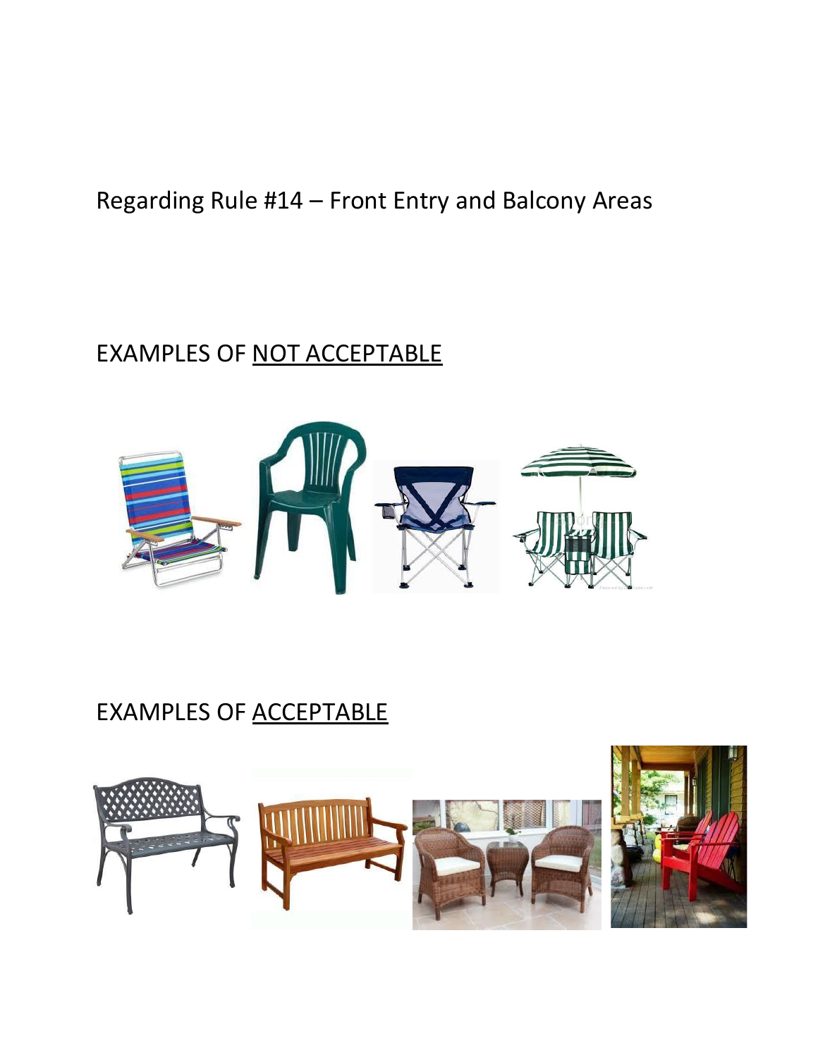Regarding Rule #14 – Front Entry and Balcony Areas

EXAMPLES OF <u>NOT ACCEPTABLE</u>

EXAMPLES OF <u>ACCEPTABLE</u>